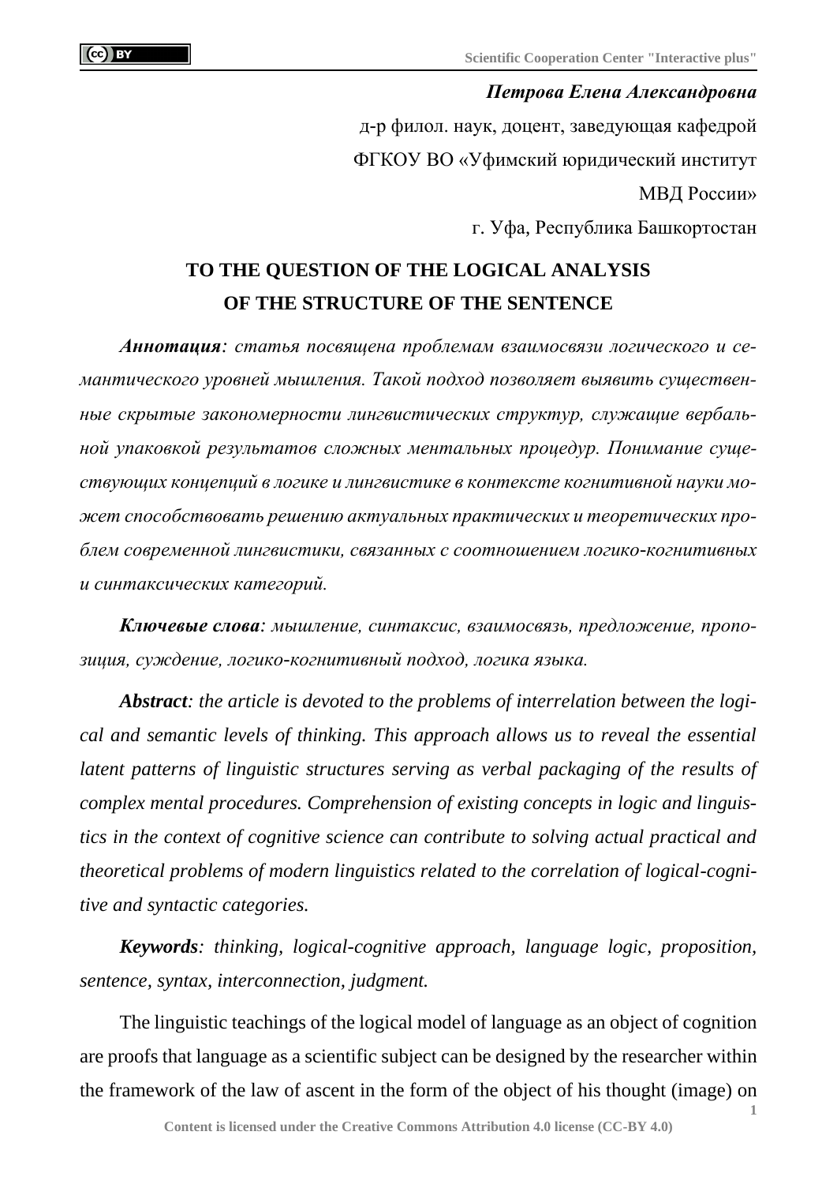***Петрова Елена Александровна***

д-р филол. наук, доцент, заведующая кафедрой

ФГКОУ ВО «Уфимский юридический институт

МВД России»

г. Уфа, Республика Башкортостан

# TO THE QUESTION OF THE LOGICAL ANALYSIS OF THE STRUCTURE OF THE SENTENCE

***Аннотация****: статья посвящена проблемам взаимосвязи логического и семантического уровней мышления. Такой подход позволяет выявить существенные скрытые закономерности лингвистических структур, служащие вербальной упаковкой результатов сложных ментальных процедур. Понимание существующих концепций в логике и лингвистике в контексте когнитивной науки может способствовать решению актуальных практических и теоретических проблем современной лингвистики, связанных с соотношением логико-когнитивных и синтаксических категорий.*

***Ключевые слова****: мышление, синтаксис, взаимосвязь, предложение, пропозиция, суждение, логико-когнитивный подход, логика языка.*

***Abstract****: the article is devoted to the problems of interrelation between the logical and semantic levels of thinking. This approach allows us to reveal the essential latent patterns of linguistic structures serving as verbal packaging of the results of complex mental procedures. Comprehension of existing concepts in logic and linguistics in the context of cognitive science can contribute to solving actual practical and theoretical problems of modern linguistics related to the correlation of logical-cognitive and syntactic categories.*

***Keywords****: thinking, logical-cognitive approach, language logic, proposition, sentence, syntax, interconnection, judgment.*

The linguistic teachings of the logical model of language as an object of cognition are proofs that language as a scientific subject can be designed by the researcher within the framework of the law of ascent in the form of the object of his thought (image) on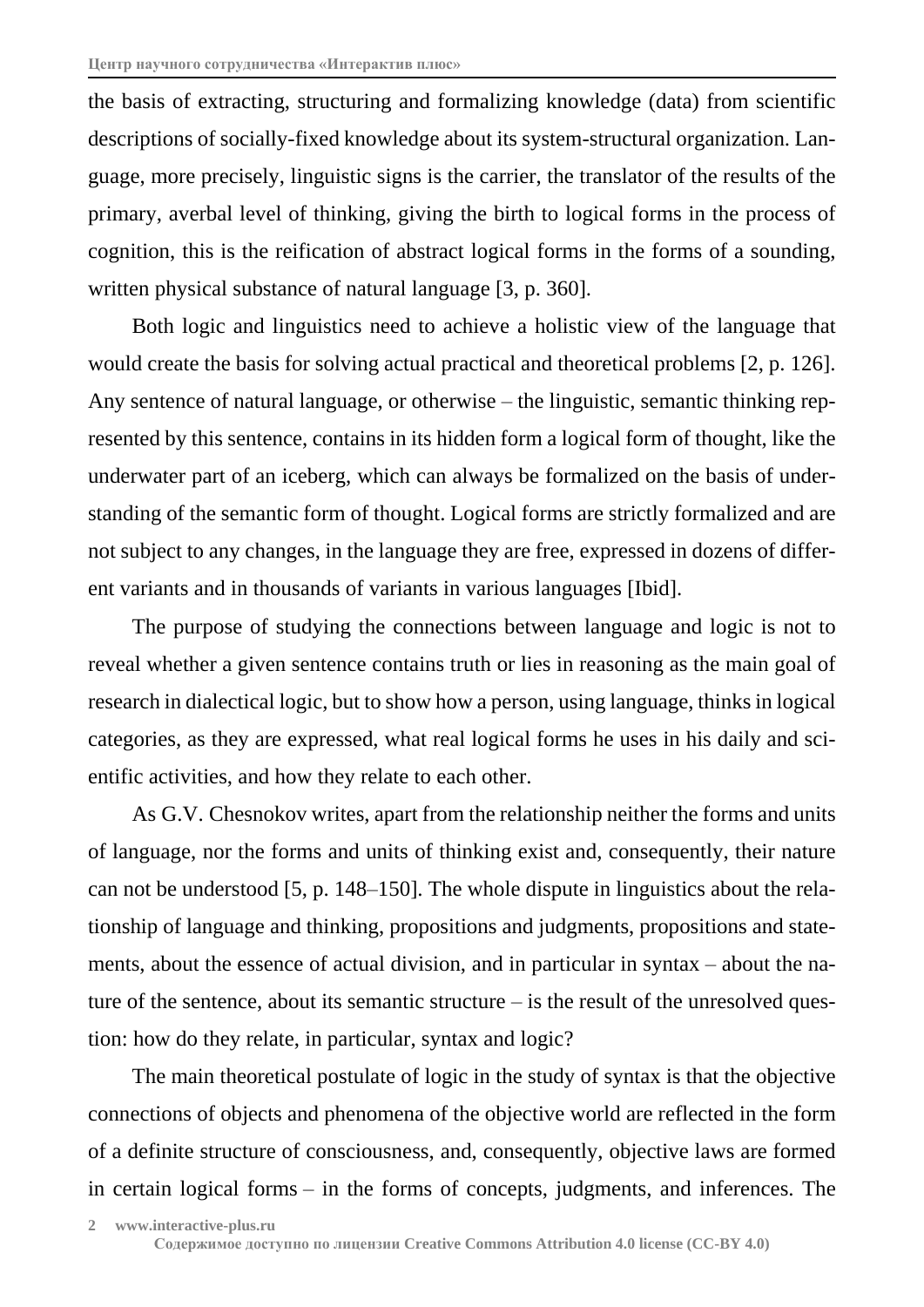the basis of extracting, structuring and formalizing knowledge (data) from scientific descriptions of socially-fixed knowledge about its system-structural organization. Language, more precisely, linguistic signs is the carrier, the translator of the results of the primary, averbal level of thinking, giving the birth to logical forms in the process of cognition, this is the reification of abstract logical forms in the forms of a sounding, written physical substance of natural language [3, p. 360].

Both logic and linguistics need to achieve a holistic view of the language that would create the basis for solving actual practical and theoretical problems [2, p. 126]. Any sentence of natural language, or otherwise – the linguistic, semantic thinking represented by this sentence, contains in its hidden form a logical form of thought, like the underwater part of an iceberg, which can always be formalized on the basis of understanding of the semantic form of thought. Logical forms are strictly formalized and are not subject to any changes, in the language they are free, expressed in dozens of different variants and in thousands of variants in various languages [Ibid].

The purpose of studying the connections between language and logic is not to reveal whether a given sentence contains truth or lies in reasoning as the main goal of research in dialectical logic, but to show how a person, using language, thinks in logical categories, as they are expressed, what real logical forms he uses in his daily and scientific activities, and how they relate to each other.

As G.V. Chesnokov writes, apart from the relationship neither the forms and units of language, nor the forms and units of thinking exist and, consequently, their nature can not be understood [5, p. 148–150]. The whole dispute in linguistics about the relationship of language and thinking, propositions and judgments, propositions and statements, about the essence of actual division, and in particular in syntax – about the nature of the sentence, about its semantic structure – is the result of the unresolved question: how do they relate, in particular, syntax and logic?

The main theoretical postulate of logic in the study of syntax is that the objective connections of objects and phenomena of the objective world are reflected in the form of a definite structure of consciousness, and, consequently, objective laws are formed in certain logical forms – in the forms of concepts, judgments, and inferences. The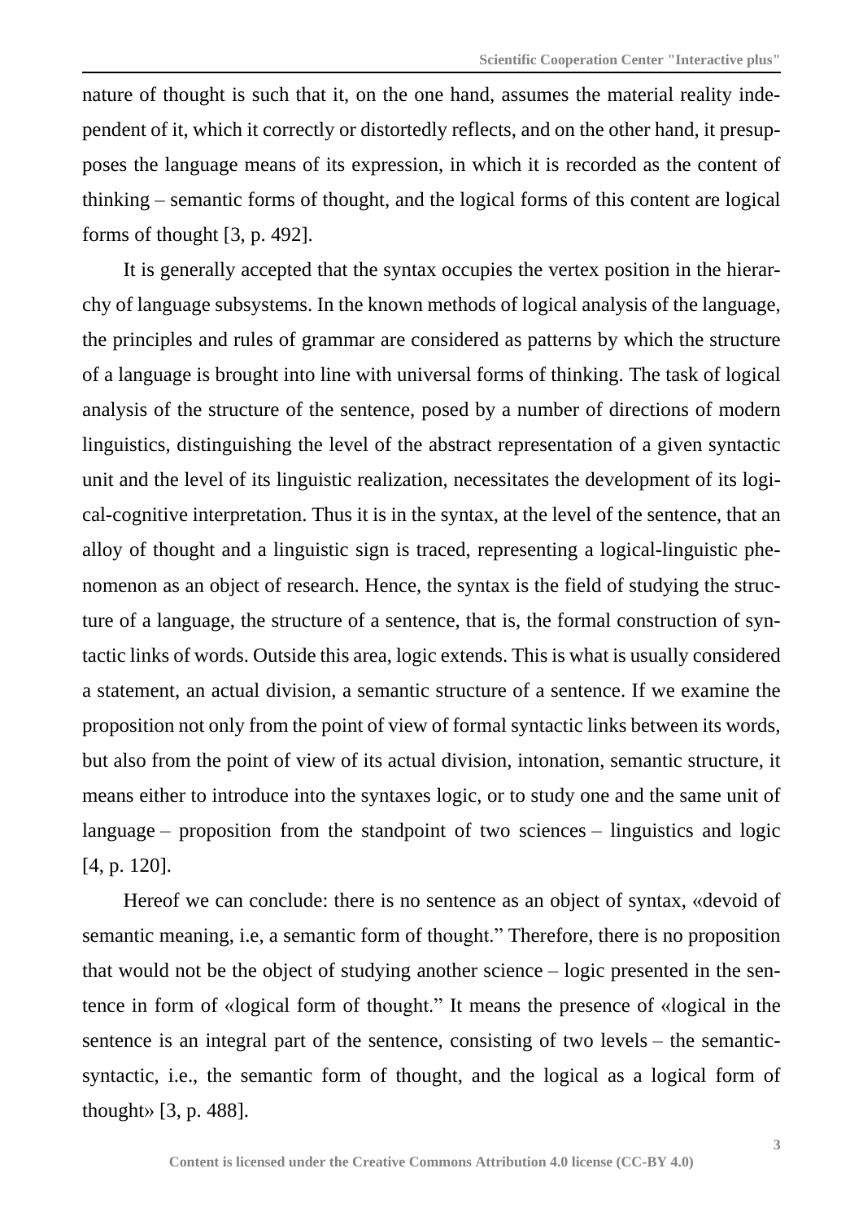nature of thought is such that it, on the one hand, assumes the material reality independent of it, which it correctly or distortedly reflects, and on the other hand, it presupposes the language means of its expression, in which it is recorded as the content of thinking – semantic forms of thought, and the logical forms of this content are logical forms of thought [3, p. 492].

It is generally accepted that the syntax occupies the vertex position in the hierarchy of language subsystems. In the known methods of logical analysis of the language, the principles and rules of grammar are considered as patterns by which the structure of a language is brought into line with universal forms of thinking. The task of logical analysis of the structure of the sentence, posed by a number of directions of modern linguistics, distinguishing the level of the abstract representation of a given syntactic unit and the level of its linguistic realization, necessitates the development of its logical-cognitive interpretation. Thus it is in the syntax, at the level of the sentence, that an alloy of thought and a linguistic sign is traced, representing a logical-linguistic phenomenon as an object of research. Hence, the syntax is the field of studying the structure of a language, the structure of a sentence, that is, the formal construction of syntactic links of words. Outside this area, logic extends. This is what is usually considered a statement, an actual division, a semantic structure of a sentence. If we examine the proposition not only from the point of view of formal syntactic links between its words, but also from the point of view of its actual division, intonation, semantic structure, it means either to introduce into the syntaxes logic, or to study one and the same unit of language – proposition from the standpoint of two sciences – linguistics and logic [4, p. 120].

Hereof we can conclude: there is no sentence as an object of syntax, «devoid of semantic meaning, i.e, a semantic form of thought." Therefore, there is no proposition that would not be the object of studying another science – logic presented in the sentence in form of «logical form of thought." It means the presence of «logical in the sentence is an integral part of the sentence, consisting of two levels – the semantic-syntactic, i.e., the semantic form of thought, and the logical as a logical form of thought» [3, p. 488].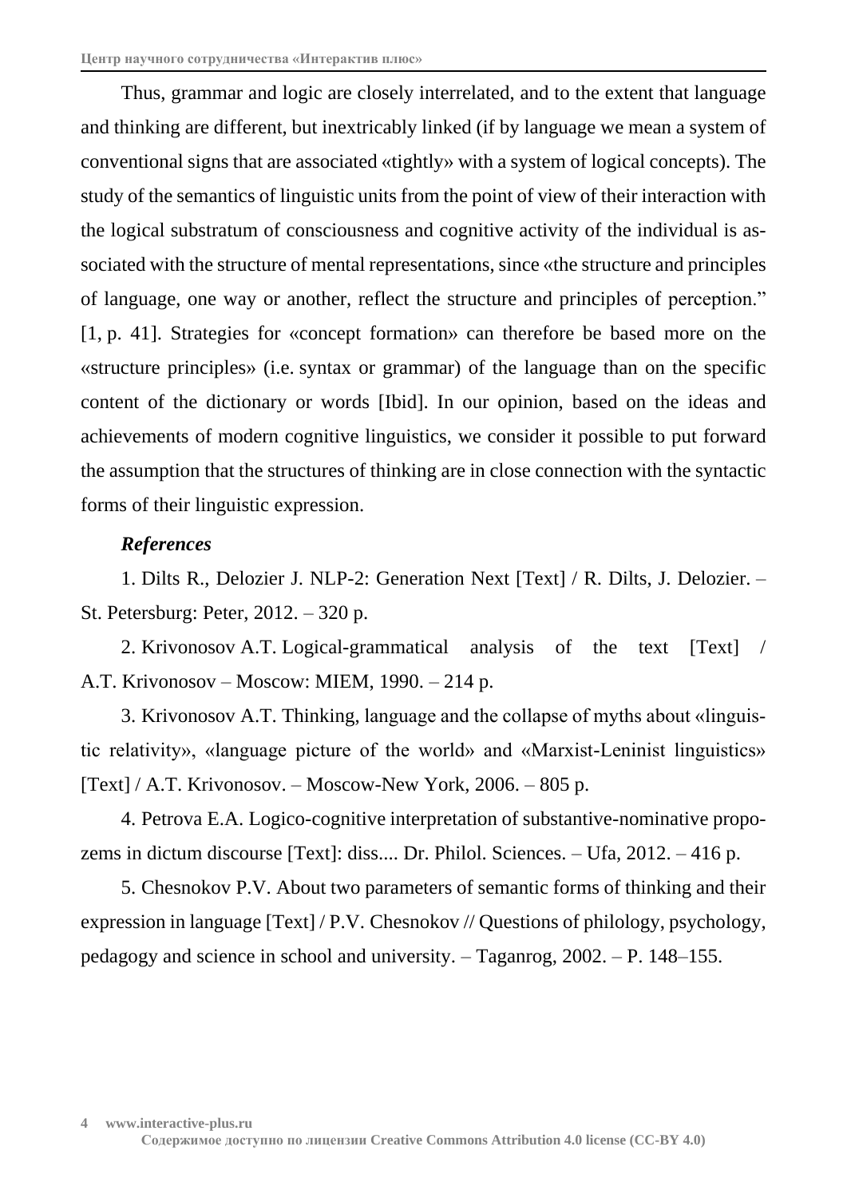Thus, grammar and logic are closely interrelated, and to the extent that language and thinking are different, but inextricably linked (if by language we mean a system of conventional signs that are associated «tightly» with a system of logical concepts). The study of the semantics of linguistic units from the point of view of their interaction with the logical substratum of consciousness and cognitive activity of the individual is associated with the structure of mental representations, since «the structure and principles of language, one way or another, reflect the structure and principles of perception." [1, p. 41]. Strategies for «concept formation» can therefore be based more on the «structure principles» (i.e. syntax or grammar) of the language than on the specific content of the dictionary or words [Ibid]. In our opinion, based on the ideas and achievements of modern cognitive linguistics, we consider it possible to put forward the assumption that the structures of thinking are in close connection with the syntactic forms of their linguistic expression.

***References***

1. Dilts R., Delozier J. NLP-2: Generation Next [Text] / R. Dilts, J. Delozier. – St. Petersburg: Peter, 2012. – 320 p.

2. Krivonosov A.T. Logical-grammatical analysis of the text [Text] / A.T. Krivonosov – Moscow: MIEM, 1990. – 214 p.

3. Krivonosov A.T. Thinking, language and the collapse of myths about «linguistic relativity», «language picture of the world» and «Marxist-Leninist linguistics» [Text] / A.T. Krivonosov. – Moscow-New York, 2006. – 805 p.

4. Petrova E.A. Logico-cognitive interpretation of substantive-nominative propozems in dictum discourse [Text]: diss.... Dr. Philol. Sciences. – Ufa, 2012. – 416 p.

5. Chesnokov P.V. About two parameters of semantic forms of thinking and their expression in language [Text] / P.V. Chesnokov // Questions of philology, psychology, pedagogy and science in school and university. – Taganrog, 2002. – P. 148–155.